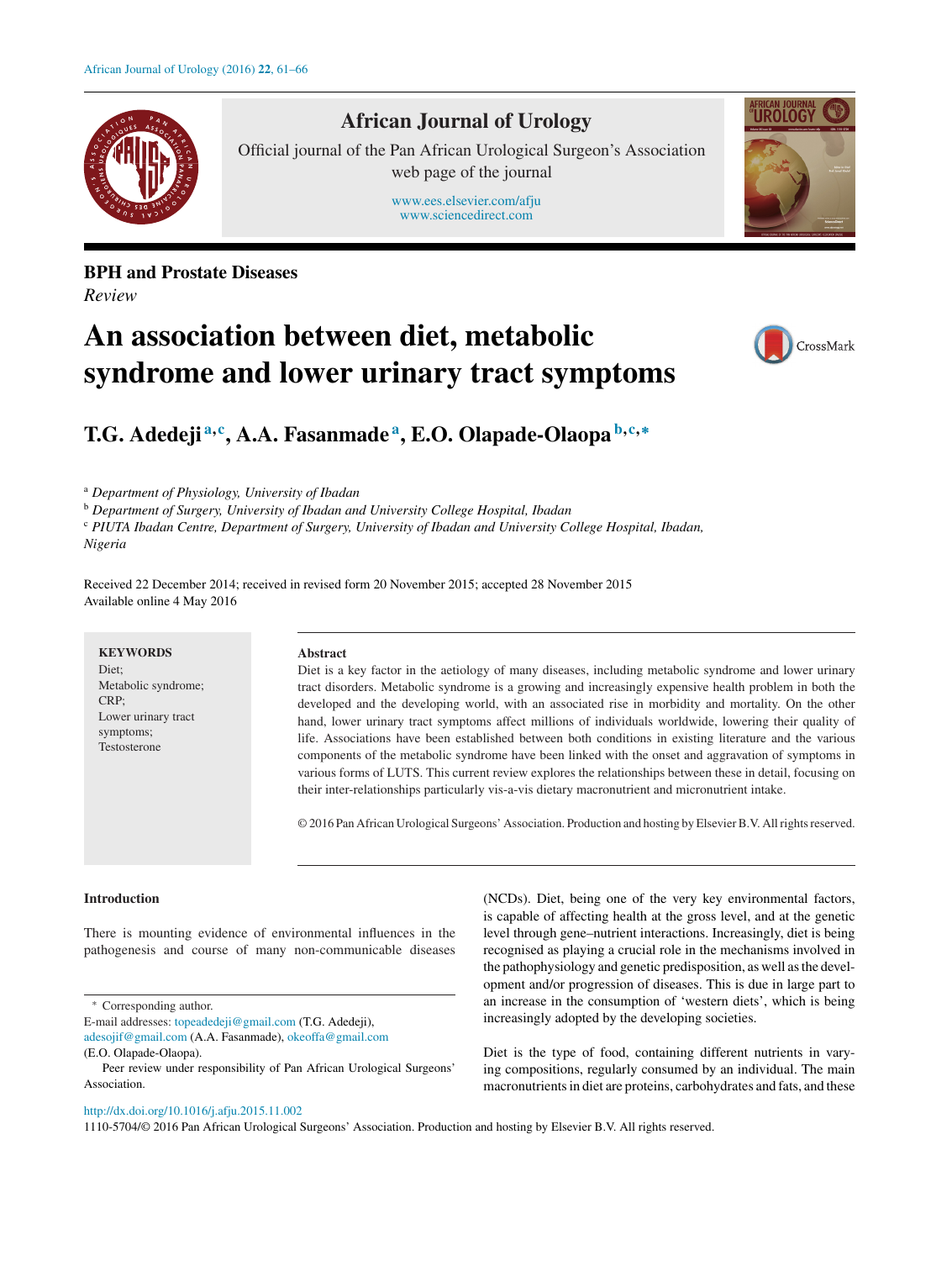BPH and Prostate Diseases

*Review*

# An association between diet, metabolic syndrome and lower urinary tract symptoms

**T.G. Adedeji [a,c], A.A. Fasanmade [a], E.O. Olapade-Olaopa [b,c,*]**

[a] *Department of Physiology, University of Ibadan*

[b] *Department of Surgery, University of Ibadan and University College Hospital, Ibadan*

[c] *PIUTA Ibadan Centre, Department of Surgery, University of Ibadan and University College Hospital, Ibadan, Nigeria*

Received 22 December 2014; received in revised form 20 November 2015; accepted 28 November 2015
Available online 4 May 2016

**KEYWORDS**
Diet;
Metabolic syndrome;
CRP;
Lower urinary tract symptoms;
Testosterone

**Abstract**

Diet is a key factor in the aetiology of many diseases, including metabolic syndrome and lower urinary tract disorders. Metabolic syndrome is a growing and increasingly expensive health problem in both the developed and the developing world, with an associated rise in morbidity and mortality. On the other hand, lower urinary tract symptoms affect millions of individuals worldwide, lowering their quality of life. Associations have been established between both conditions in existing literature and the various components of the metabolic syndrome have been linked with the onset and aggravation of symptoms in various forms of LUTS. This current review explores the relationships between these in detail, focusing on their inter-relationships particularly vis-a-vis dietary macronutrient and micronutrient intake.

© 2016 Pan African Urological Surgeons' Association. Production and hosting by Elsevier B.V. All rights reserved.

## Introduction

There is mounting evidence of environmental influences in the pathogenesis and course of many non-communicable diseases (NCDs). Diet, being one of the very key environmental factors, is capable of affecting health at the gross level, and at the genetic level through gene–nutrient interactions. Increasingly, diet is being recognised as playing a crucial role in the mechanisms involved in the pathophysiology and genetic predisposition, as well as the development and/or progression of diseases. This is due in large part to an increase in the consumption of 'western diets', which is being increasingly adopted by the developing societies.

Diet is the type of food, containing different nutrients in varying compositions, regularly consumed by an individual. The main macronutrients in diet are proteins, carbohydrates and fats, and these

* Corresponding author.
E-mail addresses: topeadedeji@gmail.com (T.G. Adedeji), adesojif@gmail.com (A.A. Fasanmade), okeoffa@gmail.com (E.O. Olapade-Olaopa).

Peer review under responsibility of Pan African Urological Surgeons' Association.

http://dx.doi.org/10.1016/j.afju.2015.11.002
1110-5704/© 2016 Pan African Urological Surgeons' Association. Production and hosting by Elsevier B.V. All rights reserved.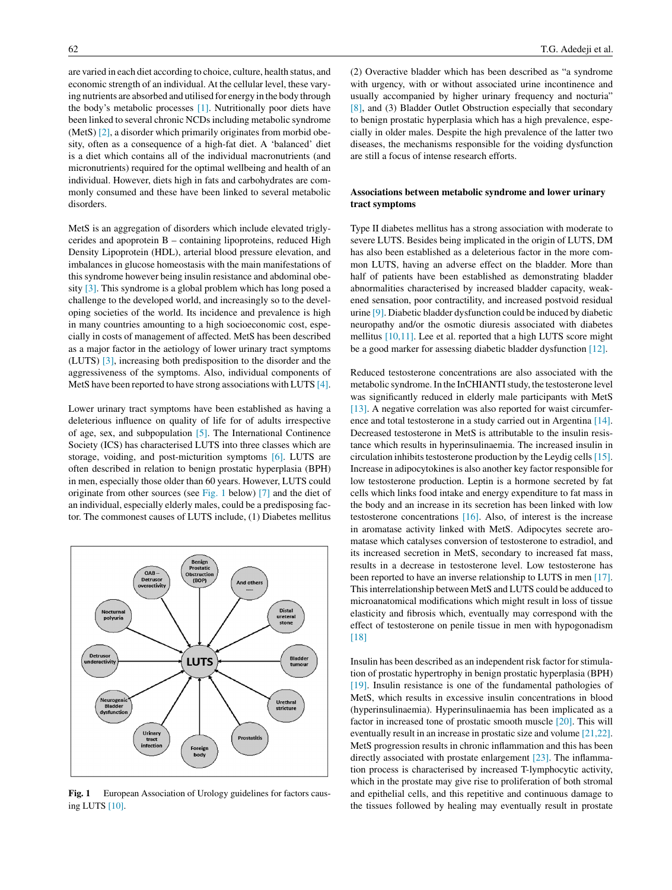are varied in each diet according to choice, culture, health status, and economic strength of an individual. At the cellular level, these varying nutrients are absorbed and utilised for energy in the body through the body's metabolic processes [1]. Nutritionally poor diets have been linked to several chronic NCDs including metabolic syndrome (MetS) [2], a disorder which primarily originates from morbid obesity, often as a consequence of a high-fat diet. A 'balanced' diet is a diet which contains all of the individual macronutrients (and micronutrients) required for the optimal wellbeing and health of an individual. However, diets high in fats and carbohydrates are commonly consumed and these have been linked to several metabolic disorders.

MetS is an aggregation of disorders which include elevated triglycerides and apoprotein B – containing lipoproteins, reduced High Density Lipoprotein (HDL), arterial blood pressure elevation, and imbalances in glucose homeostasis with the main manifestations of this syndrome however being insulin resistance and abdominal obesity [3]. This syndrome is a global problem which has long posed a challenge to the developed world, and increasingly so to the developing societies of the world. Its incidence and prevalence is high in many countries amounting to a high socioeconomic cost, especially in costs of management of affected. MetS has been described as a major factor in the aetiology of lower urinary tract symptoms (LUTS) [3], increasing both predisposition to the disorder and the aggressiveness of the symptoms. Also, individual components of MetS have been reported to have strong associations with LUTS [4].

Lower urinary tract symptoms have been established as having a deleterious influence on quality of life for of adults irrespective of age, sex, and subpopulation [5]. The International Continence Society (ICS) has characterised LUTS into three classes which are storage, voiding, and post-micturition symptoms [6]. LUTS are often described in relation to benign prostatic hyperplasia (BPH) in men, especially those older than 60 years. However, LUTS could originate from other sources (see Fig. 1 below) [7] and the diet of an individual, especially elderly males, could be a predisposing factor. The commonest causes of LUTS include, (1) Diabetes mellitus

Fig. 1 European Association of Urology guidelines for factors causing LUTS [10].

(2) Overactive bladder which has been described as "a syndrome with urgency, with or without associated urine incontinence and usually accompanied by higher urinary frequency and nocturia" [8], and (3) Bladder Outlet Obstruction especially that secondary to benign prostatic hyperplasia which has a high prevalence, especially in older males. Despite the high prevalence of the latter two diseases, the mechanisms responsible for the voiding dysfunction are still a focus of intense research efforts.

## Associations between metabolic syndrome and lower urinary tract symptoms

Type II diabetes mellitus has a strong association with moderate to severe LUTS. Besides being implicated in the origin of LUTS, DM has also been established as a deleterious factor in the more common LUTS, having an adverse effect on the bladder. More than half of patients have been established as demonstrating bladder abnormalities characterised by increased bladder capacity, weakened sensation, poor contractility, and increased postvoid residual urine [9]. Diabetic bladder dysfunction could be induced by diabetic neuropathy and/or the osmotic diuresis associated with diabetes mellitus [10,11]. Lee et al. reported that a high LUTS score might be a good marker for assessing diabetic bladder dysfunction [12].

Reduced testosterone concentrations are also associated with the metabolic syndrome. In the InCHIANTI study, the testosterone level was significantly reduced in elderly male participants with MetS [13]. A negative correlation was also reported for waist circumference and total testosterone in a study carried out in Argentina [14]. Decreased testosterone in MetS is attributable to the insulin resistance which results in hyperinsulinaemia. The increased insulin in circulation inhibits testosterone production by the Leydig cells [15]. Increase in adipocytokines is also another key factor responsible for low testosterone production. Leptin is a hormone secreted by fat cells which links food intake and energy expenditure to fat mass in the body and an increase in its secretion has been linked with low testosterone concentrations [16]. Also, of interest is the increase in aromatase activity linked with MetS. Adipocytes secrete aromatase which catalyses conversion of testosterone to estradiol, and its increased secretion in MetS, secondary to increased fat mass, results in a decrease in testosterone level. Low testosterone has been reported to have an inverse relationship to LUTS in men [17]. This interrelationship between MetS and LUTS could be adduced to microanatomical modifications which might result in loss of tissue elasticity and fibrosis which, eventually may correspond with the effect of testosterone on penile tissue in men with hypogonadism [18]

Insulin has been described as an independent risk factor for stimulation of prostatic hypertrophy in benign prostatic hyperplasia (BPH) [19]. Insulin resistance is one of the fundamental pathologies of MetS, which results in excessive insulin concentrations in blood (hyperinsulinaemia). Hyperinsulinaemia has been implicated as a factor in increased tone of prostatic smooth muscle [20]. This will eventually result in an increase in prostatic size and volume [21,22]. MetS progression results in chronic inflammation and this has been directly associated with prostate enlargement [23]. The inflammation process is characterised by increased T-lymphocytic activity, which in the prostate may give rise to proliferation of both stromal and epithelial cells, and this repetitive and continuous damage to the tissues followed by healing may eventually result in prostate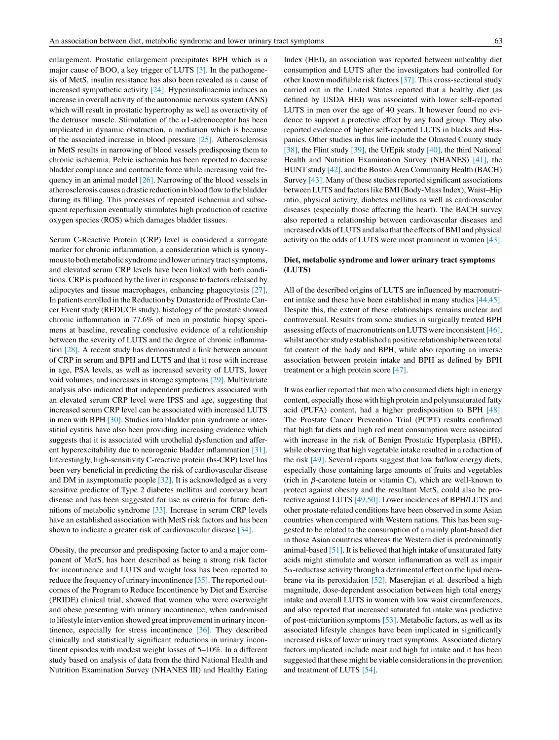enlargement. Prostatic enlargement precipitates BPH which is a major cause of BOO, a key trigger of LUTS [3]. In the pathogenesis of MetS, insulin resistance has also been revealed as a cause of increased sympathetic activity [24]. Hyperinsulinaemia induces an increase in overall activity of the autonomic nervous system (ANS) which will result in prostatic hypertrophy as well as overactivity of the detrusor muscle. Stimulation of the α1-adrenoceptor has been implicated in dynamic obstruction, a mediation which is because of the associated increase in blood pressure [25]. Atherosclerosis in MetS results in narrowing of blood vessels predisposing them to chronic ischaemia. Pelvic ischaemia has been reported to decrease bladder compliance and contractile force while increasing void frequency in an animal model [26]. Narrowing of the blood vessels in atherosclerosis causes a drastic reduction in blood flow to the bladder during its filling. This processes of repeated ischaemia and subsequent reperfusion eventually stimulates high production of reactive oxygen species (ROS) which damages bladder tissues.

Serum C-Reactive Protein (CRP) level is considered a surrogate marker for chronic inflammation, a consideration which is synonymous to both metabolic syndrome and lower urinary tract symptoms, and elevated serum CRP levels have been linked with both conditions. CRP is produced by the liver in response to factors released by adipocytes and tissue macrophages, enhancing phagocytosis [27]. In patients enrolled in the Reduction by Dutasteride of Prostate Cancer Event study (REDUCE study), histology of the prostate showed chronic inflammation in 77.6% of men in prostatic biopsy specimens at baseline, revealing conclusive evidence of a relationship between the severity of LUTS and the degree of chronic inflammation [28]. A recent study has demonstrated a link between amount of CRP in serum and BPH and LUTS and that it rose with increase in age, PSA levels, as well as increased severity of LUTS, lower void volumes, and increases in storage symptoms [29]. Multivariate analysis also indicated that independent predictors associated with an elevated serum CRP level were IPSS and age, suggesting that increased serum CRP level can be associated with increased LUTS in men with BPH [30]. Studies into bladder pain syndrome or interstitial cystitis have also been providing increasing evidence which suggests that it is associated with urothelial dysfunction and afferent hyperexcitability due to neurogenic bladder inflammation [31]. Interestingly, high-sensitivity C-reactive protein (hs-CRP) level has been very beneficial in predicting the risk of cardiovascular disease and DM in asymptomatic people [32]. It is acknowledged as a very sensitive predictor of Type 2 diabetes mellitus and coronary heart disease and has been suggested for use as criteria for future definitions of metabolic syndrome [33]. Increase in serum CRP levels have an established association with MetS risk factors and has been shown to indicate a greater risk of cardiovascular disease [34].

Obesity, the precursor and predisposing factor to and a major component of MetS, has been described as being a strong risk factor for incontinence and LUTS and weight loss has been reported to reduce the frequency of urinary incontinence [35]. The reported outcomes of the Program to Reduce Incontinence by Diet and Exercise (PRIDE) clinical trial, showed that women who were overweight and obese presenting with urinary incontinence, when randomised to lifestyle intervention showed great improvement in urinary incontinence, especially for stress incontinence [36]. They described clinically and statistically significant reductions in urinary incontinent episodes with modest weight losses of 5–10%. In a different study based on analysis of data from the third National Health and Nutrition Examination Survey (NHANES III) and Healthy Eating Index (HEI), an association was reported between unhealthy diet consumption and LUTS after the investigators had controlled for other known modifiable risk factors [37]. This cross-sectional study carried out in the United States reported that a healthy diet (as defined by USDA HEI) was associated with lower self-reported LUTS in men over the age of 40 years. It however found no evidence to support a protective effect by any food group. They also reported evidence of higher self-reported LUTS in blacks and Hispanics. Other studies in this line include the Olmsted County study [38], the Flint study [39], the UrEpik study [40], the third National Health and Nutrition Examination Survey (NHANES) [41], the HUNT study [42], and the Boston Area Community Health (BACH) Survey [43]. Many of these studies reported significant associations between LUTS and factors like BMI (Body-Mass Index), Waist–Hip ratio, physical activity, diabetes mellitus as well as cardiovascular diseases (especially those affecting the heart). The BACH survey also reported a relationship between cardiovascular diseases and increased odds of LUTS and also that the effects of BMI and physical activity on the odds of LUTS were most prominent in women [43].

## Diet, metabolic syndrome and lower urinary tract symptoms (LUTS)

All of the described origins of LUTS are influenced by macronutrient intake and these have been established in many studies [44,45]. Despite this, the extent of these relationships remains unclear and controversial. Results from some studies in surgically treated BPH assessing effects of macronutrients on LUTS were inconsistent [46], whilst another study established a positive relationship between total fat content of the body and BPH, while also reporting an inverse association between protein intake and BPH as defined by BPH treatment or a high protein score [47].

It was earlier reported that men who consumed diets high in energy content, especially those with high protein and polyunsaturated fatty acid (PUFA) content, had a higher predisposition to BPH [48]. The Prostate Cancer Prevention Trial (PCPT) results confirmed that high fat diets and high red meat consumption were associated with increase in the risk of Benign Prostatic Hyperplasia (BPH), while observing that high vegetable intake resulted in a reduction of the risk [49]. Several reports suggest that low fat/low energy diets, especially those containing large amounts of fruits and vegetables (rich in *β*-carotene lutein or vitamin C), which are well-known to protect against obesity and the resultant MetS, could also be protective against LUTS [49,50]. Lower incidences of BPH/LUTS and other prostate-related conditions have been observed in some Asian countries when compared with Western nations. This has been suggested to be related to the consumption of a mainly plant-based diet in those Asian countries whereas the Western diet is predominantly animal-based [51]. It is believed that high intake of unsaturated fatty acids might stimulate and worsen inflammation as well as impair 5α-reductase activity through a detrimental effect on the lipid membrane via its peroxidation [52]. Maserejian et al. described a high magnitude, dose-dependent association between high total energy intake and overall LUTS in women with low waist circumferences, and also reported that increased saturated fat intake was predictive of post-micturition symptoms [53]. Metabolic factors, as well as its associated lifestyle changes have been implicated in significantly increased risks of lower urinary tract symptoms. Associated dietary factors implicated include meat and high fat intake and it has been suggested that these might be viable considerations in the prevention and treatment of LUTS [54].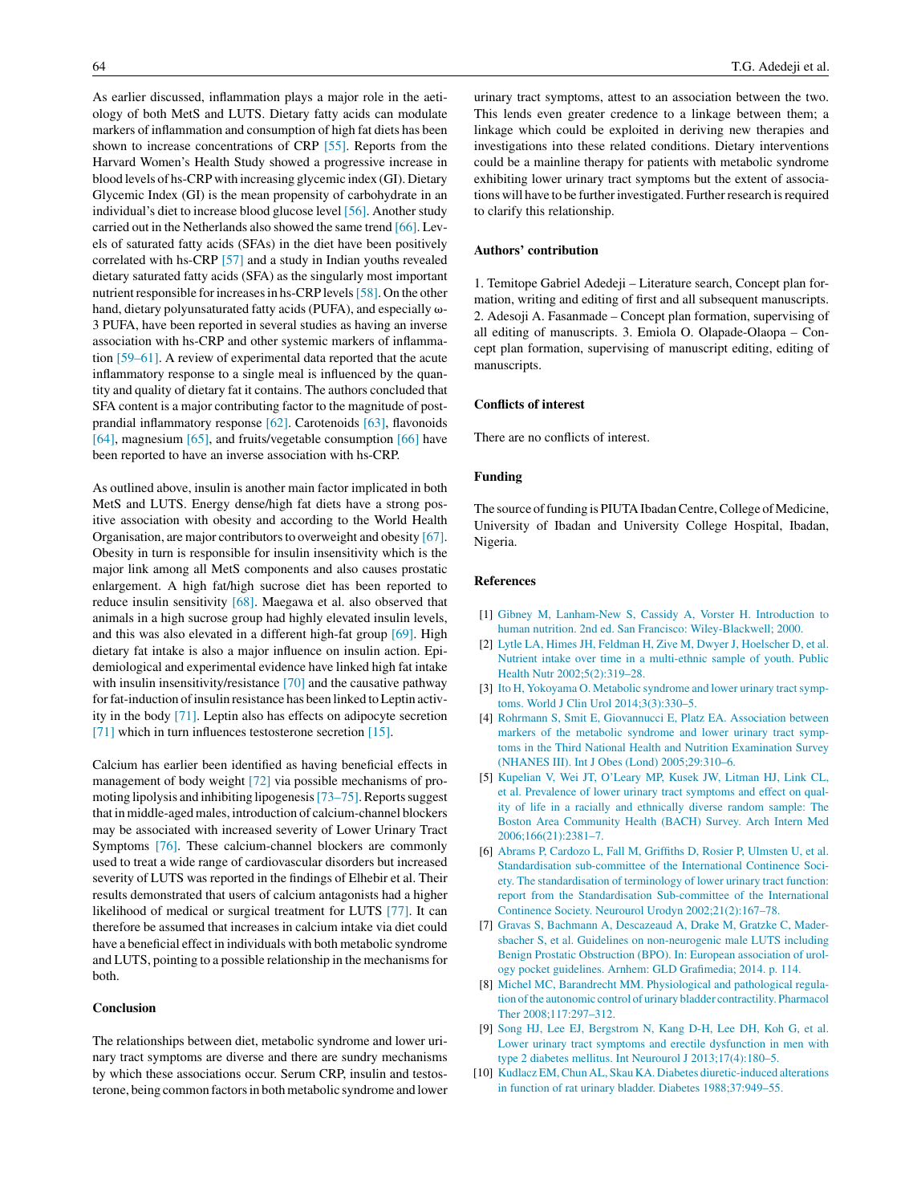As earlier discussed, inflammation plays a major role in the aetiology of both MetS and LUTS. Dietary fatty acids can modulate markers of inflammation and consumption of high fat diets has been shown to increase concentrations of CRP [55]. Reports from the Harvard Women's Health Study showed a progressive increase in blood levels of hs-CRP with increasing glycemic index (GI). Dietary Glycemic Index (GI) is the mean propensity of carbohydrate in an individual's diet to increase blood glucose level [56]. Another study carried out in the Netherlands also showed the same trend [66]. Levels of saturated fatty acids (SFAs) in the diet have been positively correlated with hs-CRP [57] and a study in Indian youths revealed dietary saturated fatty acids (SFA) as the singularly most important nutrient responsible for increases in hs-CRP levels [58]. On the other hand, dietary polyunsaturated fatty acids (PUFA), and especially ω-3 PUFA, have been reported in several studies as having an inverse association with hs-CRP and other systemic markers of inflammation [59–61]. A review of experimental data reported that the acute inflammatory response to a single meal is influenced by the quantity and quality of dietary fat it contains. The authors concluded that SFA content is a major contributing factor to the magnitude of postprandial inflammatory response [62]. Carotenoids [63], flavonoids [64], magnesium [65], and fruits/vegetable consumption [66] have been reported to have an inverse association with hs-CRP.

As outlined above, insulin is another main factor implicated in both MetS and LUTS. Energy dense/high fat diets have a strong positive association with obesity and according to the World Health Organisation, are major contributors to overweight and obesity [67]. Obesity in turn is responsible for insulin insensitivity which is the major link among all MetS components and also causes prostatic enlargement. A high fat/high sucrose diet has been reported to reduce insulin sensitivity [68]. Maegawa et al. also observed that animals in a high sucrose group had highly elevated insulin levels, and this was also elevated in a different high-fat group [69]. High dietary fat intake is also a major influence on insulin action. Epidemiological and experimental evidence have linked high fat intake with insulin insensitivity/resistance [70] and the causative pathway for fat-induction of insulin resistance has been linked to Leptin activity in the body [71]. Leptin also has effects on adipocyte secretion [71] which in turn influences testosterone secretion [15].

Calcium has earlier been identified as having beneficial effects in management of body weight [72] via possible mechanisms of promoting lipolysis and inhibiting lipogenesis [73–75]. Reports suggest that in middle-aged males, introduction of calcium-channel blockers may be associated with increased severity of Lower Urinary Tract Symptoms [76]. These calcium-channel blockers are commonly used to treat a wide range of cardiovascular disorders but increased severity of LUTS was reported in the findings of Elhebir et al. Their results demonstrated that users of calcium antagonists had a higher likelihood of medical or surgical treatment for LUTS [77]. It can therefore be assumed that increases in calcium intake via diet could have a beneficial effect in individuals with both metabolic syndrome and LUTS, pointing to a possible relationship in the mechanisms for both.

## Conclusion

The relationships between diet, metabolic syndrome and lower urinary tract symptoms are diverse and there are sundry mechanisms by which these associations occur. Serum CRP, insulin and testosterone, being common factors in both metabolic syndrome and lower urinary tract symptoms, attest to an association between the two. This lends even greater credence to a linkage between them; a linkage which could be exploited in deriving new therapies and investigations into these related conditions. Dietary interventions could be a mainline therapy for patients with metabolic syndrome exhibiting lower urinary tract symptoms but the extent of associations will have to be further investigated. Further research is required to clarify this relationship.

## Authors' contribution

1. Temitope Gabriel Adedeji – Literature search, Concept plan formation, writing and editing of first and all subsequent manuscripts. 2. Adesoji A. Fasanmade – Concept plan formation, supervising of all editing of manuscripts. 3. Emiola O. Olapade-Olaopa – Concept plan formation, supervising of manuscript editing, editing of manuscripts.

## Conflicts of interest

There are no conflicts of interest.

## Funding

The source of funding is PIUTA Ibadan Centre, College of Medicine, University of Ibadan and University College Hospital, Ibadan, Nigeria.

## References

[1] Gibney M, Lanham-New S, Cassidy A, Vorster H. Introduction to human nutrition. 2nd ed. San Francisco: Wiley-Blackwell; 2000.

[2] Lytle LA, Himes JH, Feldman H, Zive M, Dwyer J, Hoelscher D, et al. Nutrient intake over time in a multi-ethnic sample of youth. Public Health Nutr 2002;5(2):319–28.

[3] Ito H, Yokoyama O. Metabolic syndrome and lower urinary tract symptoms. World J Clin Urol 2014;3(3):330–5.

[4] Rohrmann S, Smit E, Giovannucci E, Platz EA. Association between markers of the metabolic syndrome and lower urinary tract symptoms in the Third National Health and Nutrition Examination Survey (NHANES III). Int J Obes (Lond) 2005;29:310–6.

[5] Kupelian V, Wei JT, O'Leary MP, Kusek JW, Litman HJ, Link CL, et al. Prevalence of lower urinary tract symptoms and effect on quality of life in a racially and ethnically diverse random sample: The Boston Area Community Health (BACH) Survey. Arch Intern Med 2006;166(21):2381–7.

[6] Abrams P, Cardozo L, Fall M, Griffiths D, Rosier P, Ulmsten U, et al. Standardisation sub-committee of the International Continence Society. The standardisation of terminology of lower urinary tract function: report from the Standardisation Sub-committee of the International Continence Society. Neurourol Urodyn 2002;21(2):167–78.

[7] Gravas S, Bachmann A, Descazeaud A, Drake M, Gratzke C, Madersbacher S, et al. Guidelines on non-neurogenic male LUTS including Benign Prostatic Obstruction (BPO). In: European association of urology pocket guidelines. Arnhem: GLD Grafimedia; 2014. p. 114.

[8] Michel MC, Barandrecht MM. Physiological and pathological regulation of the autonomic control of urinary bladder contractility. Pharmacol Ther 2008;117:297–312.

[9] Song HJ, Lee EJ, Bergstrom N, Kang D-H, Lee DH, Koh G, et al. Lower urinary tract symptoms and erectile dysfunction in men with type 2 diabetes mellitus. Int Neurourol J 2013;17(4):180–5.

[10] Kudlacz EM, Chun AL, Skau KA. Diabetes diuretic-induced alterations in function of rat urinary bladder. Diabetes 1988;37:949–55.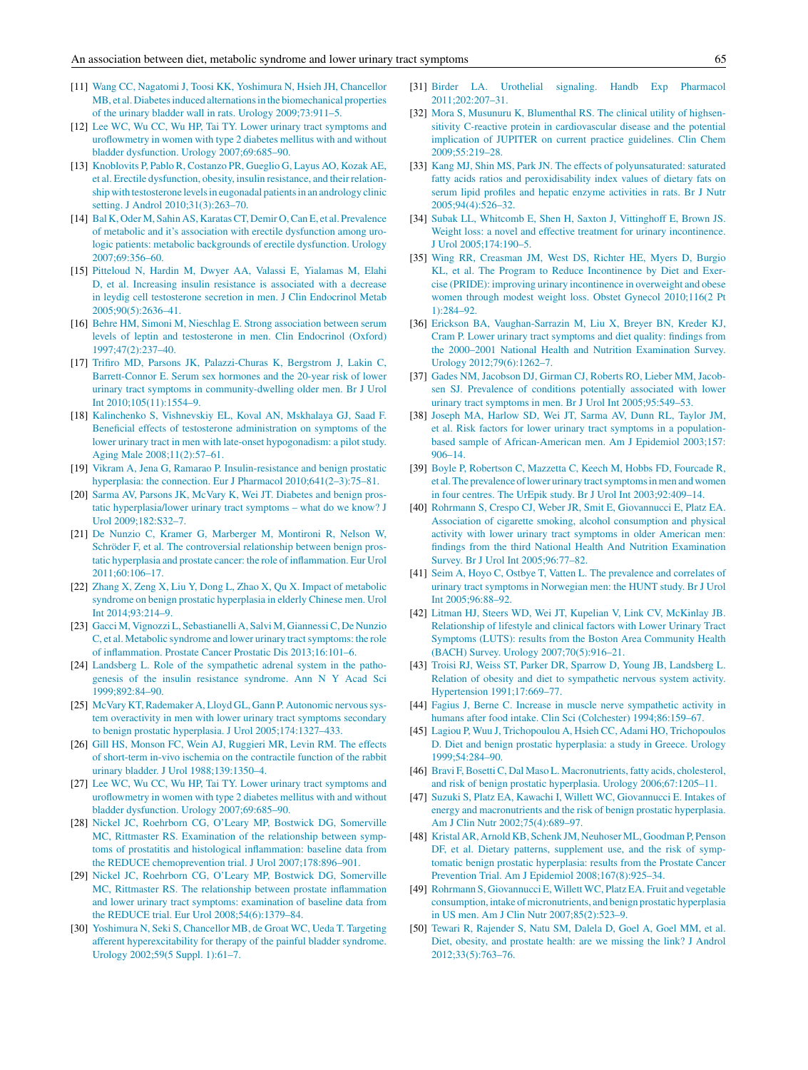[11] Wang CC, Nagatomi J, Toosi KK, Yoshimura N, Hsieh JH, Chancellor MB, et al. Diabetes induced alternations in the biomechanical properties of the urinary bladder wall in rats. Urology 2009;73:911–5.

[12] Lee WC, Wu CC, Wu HP, Tai TY. Lower urinary tract symptoms and uroflowmetry in women with type 2 diabetes mellitus with and without bladder dysfunction. Urology 2007;69:685–90.

[13] Knoblovits P, Pablo R, Costanzo PR, Gueglio G, Layus AO, Kozak AE, et al. Erectile dysfunction, obesity, insulin resistance, and their relationship with testosterone levels in eugonadal patients in an andrology clinic setting. J Androl 2010;31(3):263–70.

[14] Bal K, Oder M, Sahin AS, Karatas CT, Demir O, Can E, et al. Prevalence of metabolic and it's association with erectile dysfunction among urologic patients: metabolic backgrounds of erectile dysfunction. Urology 2007;69:356–60.

[15] Pitteloud N, Hardin M, Dwyer AA, Valassi E, Yialamas M, Elahi D, et al. Increasing insulin resistance is associated with a decrease in leydig cell testosterone secretion in men. J Clin Endocrinol Metab 2005;90(5):2636–41.

[16] Behre HM, Simoni M, Nieschlag E. Strong association between serum levels of leptin and testosterone in men. Clin Endocrinol (Oxford) 1997;47(2):237–40.

[17] Trifiro MD, Parsons JK, Palazzi-Churas K, Bergstrom J, Lakin C, Barrett-Connor E. Serum sex hormones and the 20-year risk of lower urinary tract symptoms in community-dwelling older men. Br J Urol Int 2010;105(11):1554–9.

[18] Kalinchenko S, Vishnevskiy EL, Koval AN, Mskhalaya GJ, Saad F. Beneficial effects of testosterone administration on symptoms of the lower urinary tract in men with late-onset hypogonadism: a pilot study. Aging Male 2008;11(2):57–61.

[19] Vikram A, Jena G, Ramarao P. Insulin-resistance and benign prostatic hyperplasia: the connection. Eur J Pharmacol 2010;641(2–3):75–81.

[20] Sarma AV, Parsons JK, McVary K, Wei JT. Diabetes and benign prostatic hyperplasia/lower urinary tract symptoms – what do we know? J Urol 2009;182:S32–7.

[21] De Nunzio C, Kramer G, Marberger M, Montironi R, Nelson W, Schröder F, et al. The controversial relationship between benign prostatic hyperplasia and prostate cancer: the role of inflammation. Eur Urol 2011;60:106–17.

[22] Zhang X, Zeng X, Liu Y, Dong L, Zhao X, Qu X. Impact of metabolic syndrome on benign prostatic hyperplasia in elderly Chinese men. Urol Int 2014;93:214–9.

[23] Gacci M, Vignozzi L, Sebastianelli A, Salvi M, Giannessi C, De Nunzio C, et al. Metabolic syndrome and lower urinary tract symptoms: the role of inflammation. Prostate Cancer Prostatic Dis 2013;16:101–6.

[24] Landsberg L. Role of the sympathetic adrenal system in the pathogenesis of the insulin resistance syndrome. Ann N Y Acad Sci 1999;892:84–90.

[25] McVary KT, Rademaker A, Lloyd GL, Gann P. Autonomic nervous system overactivity in men with lower urinary tract symptoms secondary to benign prostatic hyperplasia. J Urol 2005;174:1327–433.

[26] Gill HS, Monson FC, Wein AJ, Ruggieri MR, Levin RM. The effects of short-term in-vivo ischemia on the contractile function of the rabbit urinary bladder. J Urol 1988;139:1350–4.

[27] Lee WC, Wu CC, Wu HP, Tai TY. Lower urinary tract symptoms and uroflowmetry in women with type 2 diabetes mellitus with and without bladder dysfunction. Urology 2007;69:685–90.

[28] Nickel JC, Roehrborn CG, O'Leary MP, Bostwick DG, Somerville MC, Rittmaster RS. Examination of the relationship between symptoms of prostatitis and histological inflammation: baseline data from the REDUCE chemoprevention trial. J Urol 2007;178:896–901.

[29] Nickel JC, Roehrborn CG, O'Leary MP, Bostwick DG, Somerville MC, Rittmaster RS. The relationship between prostate inflammation and lower urinary tract symptoms: examination of baseline data from the REDUCE trial. Eur Urol 2008;54(6):1379–84.

[30] Yoshimura N, Seki S, Chancellor MB, de Groat WC, Ueda T. Targeting afferent hyperexcitability for therapy of the painful bladder syndrome. Urology 2002;59(5 Suppl. 1):61–7.

[31] Birder LA. Urothelial signaling. Handb Exp Pharmacol 2011;202:207–31.

[32] Mora S, Musunuru K, Blumenthal RS. The clinical utility of highsensitivity C-reactive protein in cardiovascular disease and the potential implication of JUPITER on current practice guidelines. Clin Chem 2009;55:219–28.

[33] Kang MJ, Shin MS, Park JN. The effects of polyunsaturated: saturated fatty acids ratios and peroxidisability index values of dietary fats on serum lipid profiles and hepatic enzyme activities in rats. Br J Nutr 2005;94(4):526–32.

[34] Subak LL, Whitcomb E, Shen H, Saxton J, Vittinghoff E, Brown JS. Weight loss: a novel and effective treatment for urinary incontinence. J Urol 2005;174:190–5.

[35] Wing RR, Creasman JM, West DS, Richter HE, Myers D, Burgio KL, et al. The Program to Reduce Incontinence by Diet and Exercise (PRIDE): improving urinary incontinence in overweight and obese women through modest weight loss. Obstet Gynecol 2010;116(2 Pt 1):284–92.

[36] Erickson BA, Vaughan-Sarrazin M, Liu X, Breyer BN, Kreder KJ, Cram P. Lower urinary tract symptoms and diet quality: findings from the 2000–2001 National Health and Nutrition Examination Survey. Urology 2012;79(6):1262–7.

[37] Gades NM, Jacobson DJ, Girman CJ, Roberts RO, Lieber MM, Jacobsen SJ. Prevalence of conditions potentially associated with lower urinary tract symptoms in men. Br J Urol Int 2005;95:549–53.

[38] Joseph MA, Harlow SD, Wei JT, Sarma AV, Dunn RL, Taylor JM, et al. Risk factors for lower urinary tract symptoms in a population-based sample of African-American men. Am J Epidemiol 2003;157:906–14.

[39] Boyle P, Robertson C, Mazzetta C, Keech M, Hobbs FD, Fourcade R, et al. The prevalence of lower urinary tract symptoms in men and women in four centres. The UrEpik study. Br J Urol Int 2003;92:409–14.

[40] Rohrmann S, Crespo CJ, Weber JR, Smit E, Giovannucci E, Platz EA. Association of cigarette smoking, alcohol consumption and physical activity with lower urinary tract symptoms in older American men: findings from the third National Health And Nutrition Examination Survey. Br J Urol Int 2005;96:77–82.

[41] Seim A, Hoyo C, Ostbye T, Vatten L. The prevalence and correlates of urinary tract symptoms in Norwegian men: the HUNT study. Br J Urol Int 2005;96:88–92.

[42] Litman HJ, Steers WD, Wei JT, Kupelian V, Link CV, McKinlay JB. Relationship of lifestyle and clinical factors with Lower Urinary Tract Symptoms (LUTS): results from the Boston Area Community Health (BACH) Survey. Urology 2007;70(5):916–21.

[43] Troisi RJ, Weiss ST, Parker DR, Sparrow D, Young JB, Landsberg L. Relation of obesity and diet to sympathetic nervous system activity. Hypertension 1991;17:669–77.

[44] Fagius J, Berne C. Increase in muscle nerve sympathetic activity in humans after food intake. Clin Sci (Colchester) 1994;86:159–67.

[45] Lagiou P, Wuu J, Trichopoulou A, Hsieh CC, Adami HO, Trichopoulos D. Diet and benign prostatic hyperplasia: a study in Greece. Urology 1999;54:284–90.

[46] Bravi F, Bosetti C, Dal Maso L. Macronutrients, fatty acids, cholesterol, and risk of benign prostatic hyperplasia. Urology 2006;67:1205–11.

[47] Suzuki S, Platz EA, Kawachi I, Willett WC, Giovannucci E. Intakes of energy and macronutrients and the risk of benign prostatic hyperplasia. Am J Clin Nutr 2002;75(4):689–97.

[48] Kristal AR, Arnold KB, Schenk JM, Neuhoser ML, Goodman P, Penson DF, et al. Dietary patterns, supplement use, and the risk of symptomatic benign prostatic hyperplasia: results from the Prostate Cancer Prevention Trial. Am J Epidemiol 2008;167(8):925–34.

[49] Rohrmann S, Giovannucci E, Willett WC, Platz EA. Fruit and vegetable consumption, intake of micronutrients, and benign prostatic hyperplasia in US men. Am J Clin Nutr 2007;85(2):523–9.

[50] Tewari R, Rajender S, Natu SM, Dalela D, Goel A, Goel MM, et al. Diet, obesity, and prostate health: are we missing the link? J Androl 2012;33(5):763–76.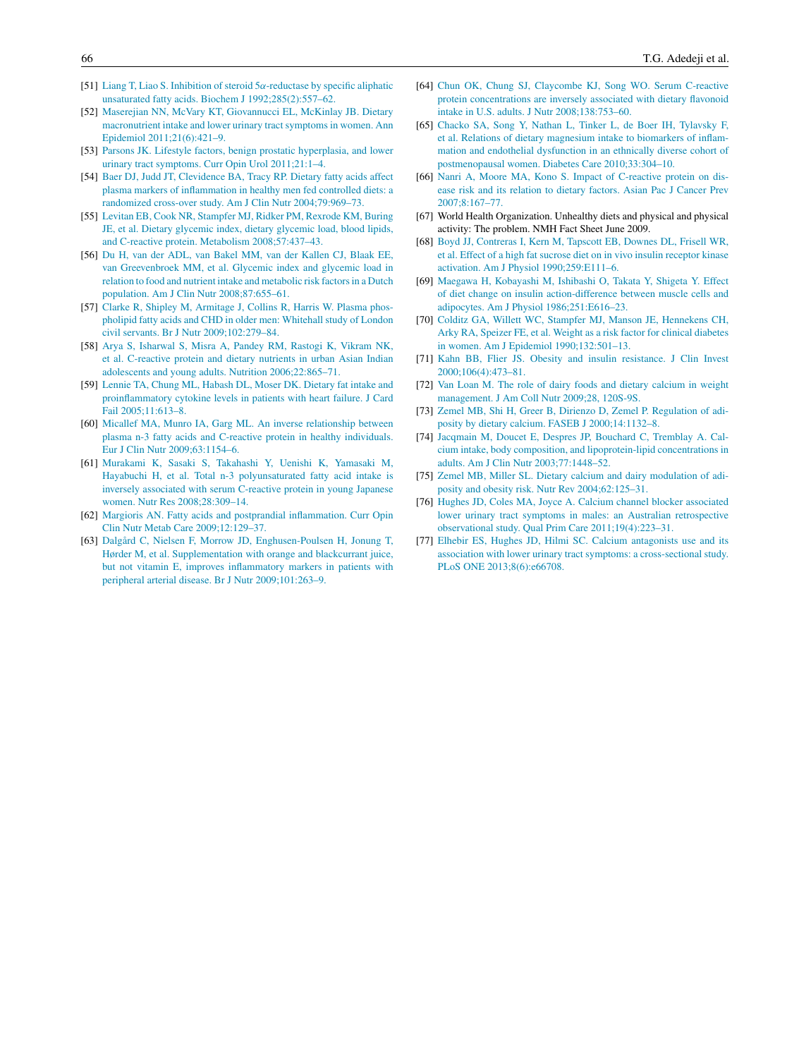[51] Liang T, Liao S. Inhibition of steroid 5$\alpha$-reductase by specific aliphatic unsaturated fatty acids. Biochem J 1992;285(2):557–62.

[52] Maserejian NN, McVary KT, Giovannucci EL, McKinlay JB. Dietary macronutrient intake and lower urinary tract symptoms in women. Ann Epidemiol 2011;21(6):421–9.

[53] Parsons JK. Lifestyle factors, benign prostatic hyperplasia, and lower urinary tract symptoms. Curr Opin Urol 2011;21:1–4.

[54] Baer DJ, Judd JT, Clevidence BA, Tracy RP. Dietary fatty acids affect plasma markers of inflammation in healthy men fed controlled diets: a randomized cross-over study. Am J Clin Nutr 2004;79:969–73.

[55] Levitan EB, Cook NR, Stampfer MJ, Ridker PM, Rexrode KM, Buring JE, et al. Dietary glycemic index, dietary glycemic load, blood lipids, and C-reactive protein. Metabolism 2008;57:437–43.

[56] Du H, van der ADL, van Bakel MM, van der Kallen CJ, Blaak EE, van Greevenbroek MM, et al. Glycemic index and glycemic load in relation to food and nutrient intake and metabolic risk factors in a Dutch population. Am J Clin Nutr 2008;87:655–61.

[57] Clarke R, Shipley M, Armitage J, Collins R, Harris W. Plasma phospholipid fatty acids and CHD in older men: Whitehall study of London civil servants. Br J Nutr 2009;102:279–84.

[58] Arya S, Isharwal S, Misra A, Pandey RM, Rastogi K, Vikram NK, et al. C-reactive protein and dietary nutrients in urban Asian Indian adolescents and young adults. Nutrition 2006;22:865–71.

[59] Lennie TA, Chung ML, Habash DL, Moser DK. Dietary fat intake and proinflammatory cytokine levels in patients with heart failure. J Card Fail 2005;11:613–8.

[60] Micallef MA, Munro IA, Garg ML. An inverse relationship between plasma n-3 fatty acids and C-reactive protein in healthy individuals. Eur J Clin Nutr 2009;63:1154–6.

[61] Murakami K, Sasaki S, Takahashi Y, Uenishi K, Yamasaki M, Hayabuchi H, et al. Total n-3 polyunsaturated fatty acid intake is inversely associated with serum C-reactive protein in young Japanese women. Nutr Res 2008;28:309–14.

[62] Margioris AN. Fatty acids and postprandial inflammation. Curr Opin Clin Nutr Metab Care 2009;12:129–37.

[63] Dalgård C, Nielsen F, Morrow JD, Enghusen-Poulsen H, Jonung T, Hørder M, et al. Supplementation with orange and blackcurrant juice, but not vitamin E, improves inflammatory markers in patients with peripheral arterial disease. Br J Nutr 2009;101:263–9.

[64] Chun OK, Chung SJ, Claycombe KJ, Song WO. Serum C-reactive protein concentrations are inversely associated with dietary flavonoid intake in U.S. adults. J Nutr 2008;138:753–60.

[65] Chacko SA, Song Y, Nathan L, Tinker L, de Boer IH, Tylavsky F, et al. Relations of dietary magnesium intake to biomarkers of inflammation and endothelial dysfunction in an ethnically diverse cohort of postmenopausal women. Diabetes Care 2010;33:304–10.

[66] Nanri A, Moore MA, Kono S. Impact of C-reactive protein on disease risk and its relation to dietary factors. Asian Pac J Cancer Prev 2007;8:167–77.

[67] World Health Organization. Unhealthy diets and physical and physical activity: The problem. NMH Fact Sheet June 2009.

[68] Boyd JJ, Contreras I, Kern M, Tapscott EB, Downes DL, Frisell WR, et al. Effect of a high fat sucrose diet on in vivo insulin receptor kinase activation. Am J Physiol 1990;259:E111–6.

[69] Maegawa H, Kobayashi M, Ishibashi O, Takata Y, Shigeta Y. Effect of diet change on insulin action-difference between muscle cells and adipocytes. Am J Physiol 1986;251:E616–23.

[70] Colditz GA, Willett WC, Stampfer MJ, Manson JE, Hennekens CH, Arky RA, Speizer FE, et al. Weight as a risk factor for clinical diabetes in women. Am J Epidemiol 1990;132:501–13.

[71] Kahn BB, Flier JS. Obesity and insulin resistance. J Clin Invest 2000;106(4):473–81.

[72] Van Loan M. The role of dairy foods and dietary calcium in weight management. J Am Coll Nutr 2009;28, 120S-9S.

[73] Zemel MB, Shi H, Greer B, Dirienzo D, Zemel P. Regulation of adiposity by dietary calcium. FASEB J 2000;14:1132–8.

[74] Jacqmain M, Doucet E, Despres JP, Bouchard C, Tremblay A. Calcium intake, body composition, and lipoprotein-lipid concentrations in adults. Am J Clin Nutr 2003;77:1448–52.

[75] Zemel MB, Miller SL. Dietary calcium and dairy modulation of adiposity and obesity risk. Nutr Rev 2004;62:125–31.

[76] Hughes JD, Coles MA, Joyce A. Calcium channel blocker associated lower urinary tract symptoms in males: an Australian retrospective observational study. Qual Prim Care 2011;19(4):223–31.

[77] Elhebir ES, Hughes JD, Hilmi SC. Calcium antagonists use and its association with lower urinary tract symptoms: a cross-sectional study. PLoS ONE 2013;8(6):e66708.